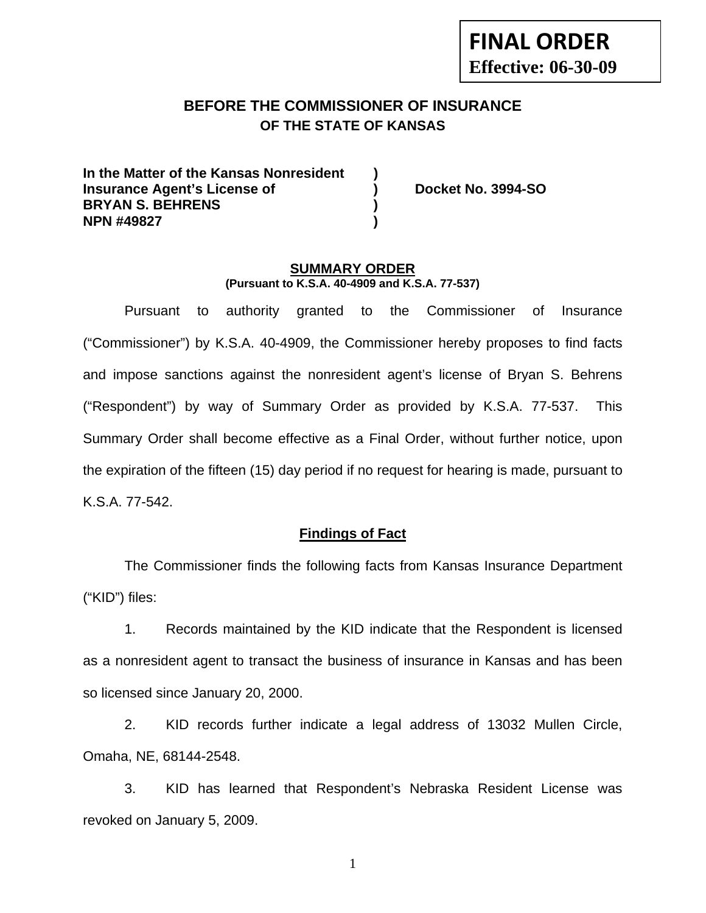**FINAL ORDER**
**Effective: 06-30-09**

# BEFORE THE COMMISSIONER OF INSURANCE
## OF THE STATE OF KANSAS

| | | |
|---|---|---|
| **In the Matter of the Kansas Nonresident** | **)** | |
| **Insurance Agent's License of** | **)** | **Docket No. 3994-SO** |
| **BRYAN S. BEHRENS** | **)** | |
| **NPN #49827** | **)** | |

### SUMMARY ORDER
**(Pursuant to K.S.A. 40-4909 and K.S.A. 77-537)**

Pursuant to authority granted to the Commissioner of Insurance ("Commissioner") by K.S.A. 40-4909, the Commissioner hereby proposes to find facts and impose sanctions against the nonresident agent's license of Bryan S. Behrens ("Respondent") by way of Summary Order as provided by K.S.A. 77-537. This Summary Order shall become effective as a Final Order, without further notice, upon the expiration of the fifteen (15) day period if no request for hearing is made, pursuant to K.S.A. 77-542.

### Findings of Fact

The Commissioner finds the following facts from Kansas Insurance Department ("KID") files:

1. Records maintained by the KID indicate that the Respondent is licensed as a nonresident agent to transact the business of insurance in Kansas and has been so licensed since January 20, 2000.

2. KID records further indicate a legal address of 13032 Mullen Circle, Omaha, NE, 68144-2548.

3. KID has learned that Respondent's Nebraska Resident License was revoked on January 5, 2009.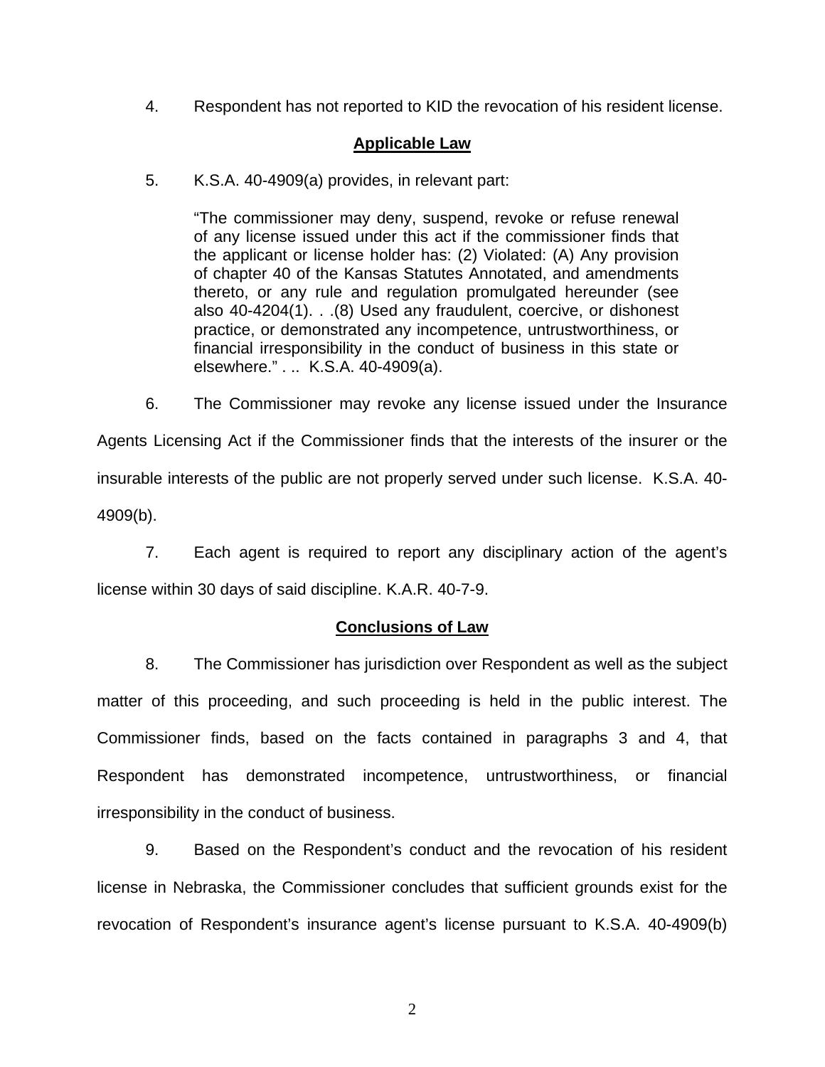4. Respondent has not reported to KID the revocation of his resident license.

## **Applicable Law**

5. K.S.A. 40-4909(a) provides, in relevant part:

> "The commissioner may deny, suspend, revoke or refuse renewal of any license issued under this act if the commissioner finds that the applicant or license holder has: (2) Violated: (A) Any provision of chapter 40 of the Kansas Statutes Annotated, and amendments thereto, or any rule and regulation promulgated hereunder (see also 40-4204(1). . .(8) Used any fraudulent, coercive, or dishonest practice, or demonstrated any incompetence, untrustworthiness, or financial irresponsibility in the conduct of business in this state or elsewhere." . .. K.S.A. 40-4909(a).

6. The Commissioner may revoke any license issued under the Insurance Agents Licensing Act if the Commissioner finds that the interests of the insurer or the insurable interests of the public are not properly served under such license. K.S.A. 40-4909(b).

7. Each agent is required to report any disciplinary action of the agent's license within 30 days of said discipline. K.A.R. 40-7-9.

## **Conclusions of Law**

8. The Commissioner has jurisdiction over Respondent as well as the subject matter of this proceeding, and such proceeding is held in the public interest. The Commissioner finds, based on the facts contained in paragraphs 3 and 4, that Respondent has demonstrated incompetence, untrustworthiness, or financial irresponsibility in the conduct of business.

9. Based on the Respondent's conduct and the revocation of his resident license in Nebraska, the Commissioner concludes that sufficient grounds exist for the revocation of Respondent's insurance agent's license pursuant to K.S.A. 40-4909(b)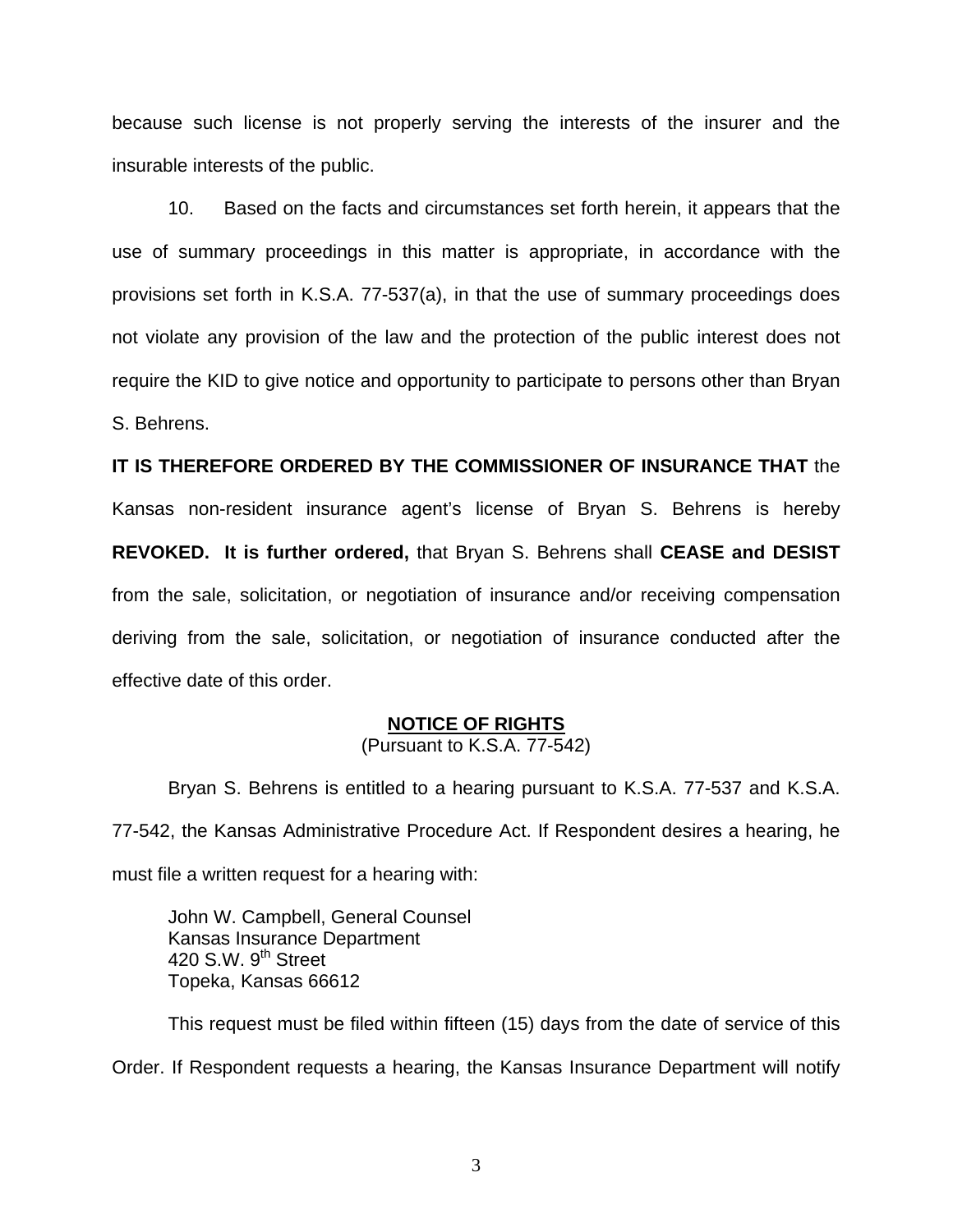because such license is not properly serving the interests of the insurer and the insurable interests of the public.

10. Based on the facts and circumstances set forth herein, it appears that the use of summary proceedings in this matter is appropriate, in accordance with the provisions set forth in K.S.A. 77-537(a), in that the use of summary proceedings does not violate any provision of the law and the protection of the public interest does not require the KID to give notice and opportunity to participate to persons other than Bryan S. Behrens.

**IT IS THEREFORE ORDERED BY THE COMMISSIONER OF INSURANCE THAT** the Kansas non-resident insurance agent's license of Bryan S. Behrens is hereby **REVOKED. It is further ordered,** that Bryan S. Behrens shall **CEASE and DESIST** from the sale, solicitation, or negotiation of insurance and/or receiving compensation deriving from the sale, solicitation, or negotiation of insurance conducted after the effective date of this order.

**NOTICE OF RIGHTS**

(Pursuant to K.S.A. 77-542)

Bryan S. Behrens is entitled to a hearing pursuant to K.S.A. 77-537 and K.S.A. 77-542, the Kansas Administrative Procedure Act. If Respondent desires a hearing, he must file a written request for a hearing with:

John W. Campbell, General Counsel
Kansas Insurance Department
420 S.W. 9th Street
Topeka, Kansas 66612

This request must be filed within fifteen (15) days from the date of service of this Order. If Respondent requests a hearing, the Kansas Insurance Department will notify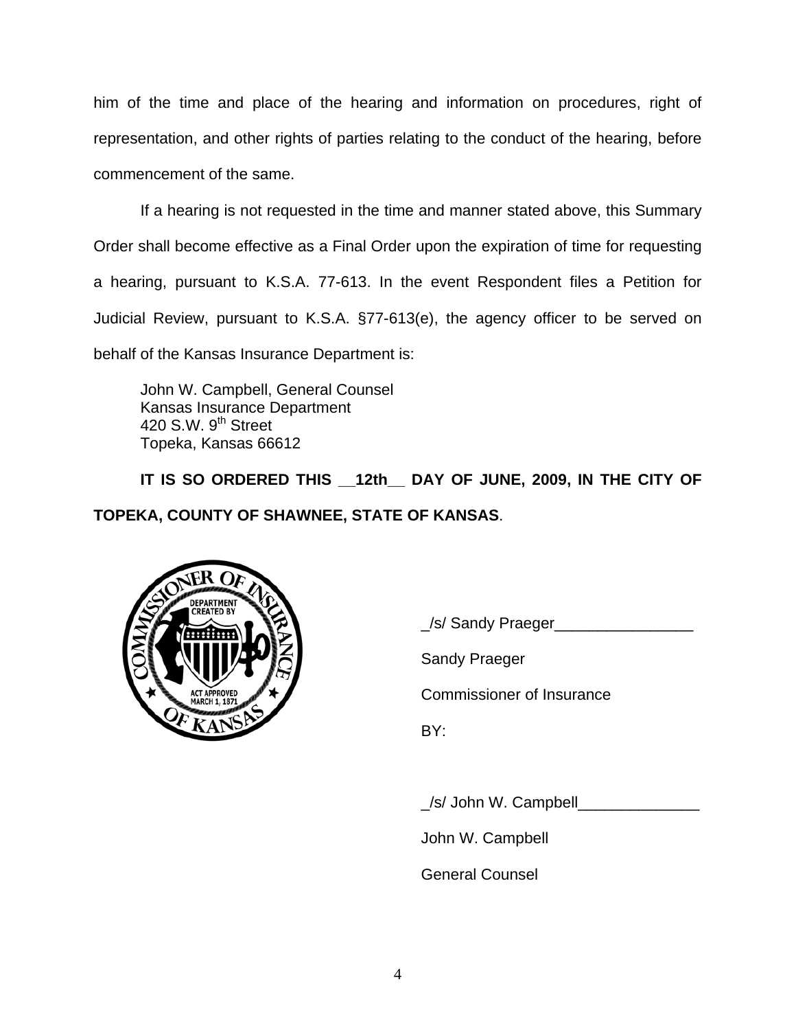him of the time and place of the hearing and information on procedures, right of representation, and other rights of parties relating to the conduct of the hearing, before commencement of the same.

If a hearing is not requested in the time and manner stated above, this Summary Order shall become effective as a Final Order upon the expiration of time for requesting a hearing, pursuant to K.S.A. 77-613. In the event Respondent files a Petition for Judicial Review, pursuant to K.S.A. §77-613(e), the agency officer to be served on behalf of the Kansas Insurance Department is:

John W. Campbell, General Counsel
Kansas Insurance Department
420 S.W. 9th Street
Topeka, Kansas 66612

**IT IS SO ORDERED THIS __12th__ DAY OF JUNE, 2009, IN THE CITY OF TOPEKA, COUNTY OF SHAWNEE, STATE OF KANSAS**.

_/s/ Sandy Praeger________________

Sandy Praeger

Commissioner of Insurance

BY:

_/s/ John W. Campbell______________

John W. Campbell

General Counsel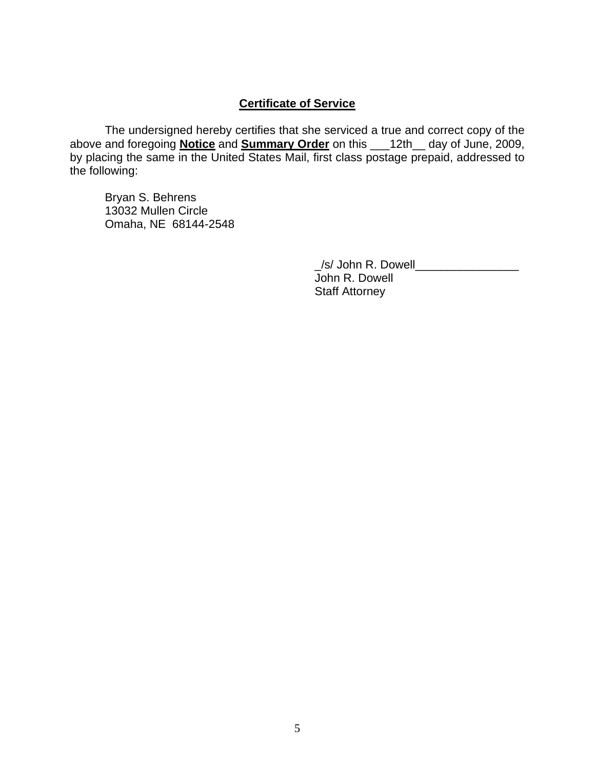**Certificate of Service**

The undersigned hereby certifies that she serviced a true and correct copy of the above and foregoing **Notice** and **Summary Order** on this ___12th__ day of June, 2009, by placing the same in the United States Mail, first class postage prepaid, addressed to the following:

Bryan S. Behrens
13032 Mullen Circle
Omaha, NE 68144-2548

_/s/ John R. Dowell________________
John R. Dowell
Staff Attorney